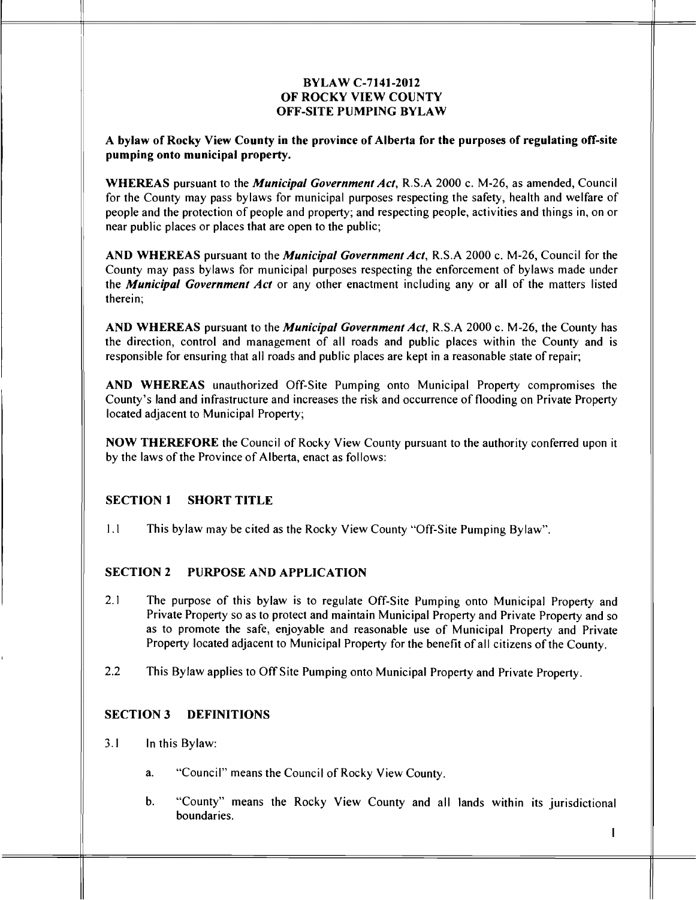# BYLAW C-7141-2012
# OF ROCKY VIEW COUNTY
# OFF-SITE PUMPING BYLAW

**A bylaw of Rocky View County in the province of Alberta for the purposes of regulating off-site pumping onto municipal property.**

**WHEREAS** pursuant to the ***Municipal Government Act***, R.S.A 2000 c. M-26, as amended, Council for the County may pass bylaws for municipal purposes respecting the safety, health and welfare of people and the protection of people and property; and respecting people, activities and things in, on or near public places or places that are open to the public;

**AND WHEREAS** pursuant to the ***Municipal Government Act***, R.S.A 2000 c. M-26, Council for the County may pass bylaws for municipal purposes respecting the enforcement of bylaws made under the ***Municipal Government Act*** or any other enactment including any or all of the matters listed therein;

**AND WHEREAS** pursuant to the ***Municipal Government Act***, R.S.A 2000 c. M-26, the County has the direction, control and management of all roads and public places within the County and is responsible for ensuring that all roads and public places are kept in a reasonable state of repair;

**AND WHEREAS** unauthorized Off-Site Pumping onto Municipal Property compromises the County's land and infrastructure and increases the risk and occurrence of flooding on Private Property located adjacent to Municipal Property;

**NOW THEREFORE** the Council of Rocky View County pursuant to the authority conferred upon it by the laws of the Province of Alberta, enact as follows:

## SECTION 1 SHORT TITLE

1.1 This bylaw may be cited as the Rocky View County "Off-Site Pumping Bylaw".

## SECTION 2 PURPOSE AND APPLICATION

2.1 The purpose of this bylaw is to regulate Off-Site Pumping onto Municipal Property and Private Property so as to protect and maintain Municipal Property and Private Property and so as to promote the safe, enjoyable and reasonable use of Municipal Property and Private Property located adjacent to Municipal Property for the benefit of all citizens of the County.

2.2 This Bylaw applies to Off Site Pumping onto Municipal Property and Private Property.

## SECTION 3 DEFINITIONS

3.1 In this Bylaw:

a. "Council" means the Council of Rocky View County.

b. "County" means the Rocky View County and all lands within its jurisdictional boundaries.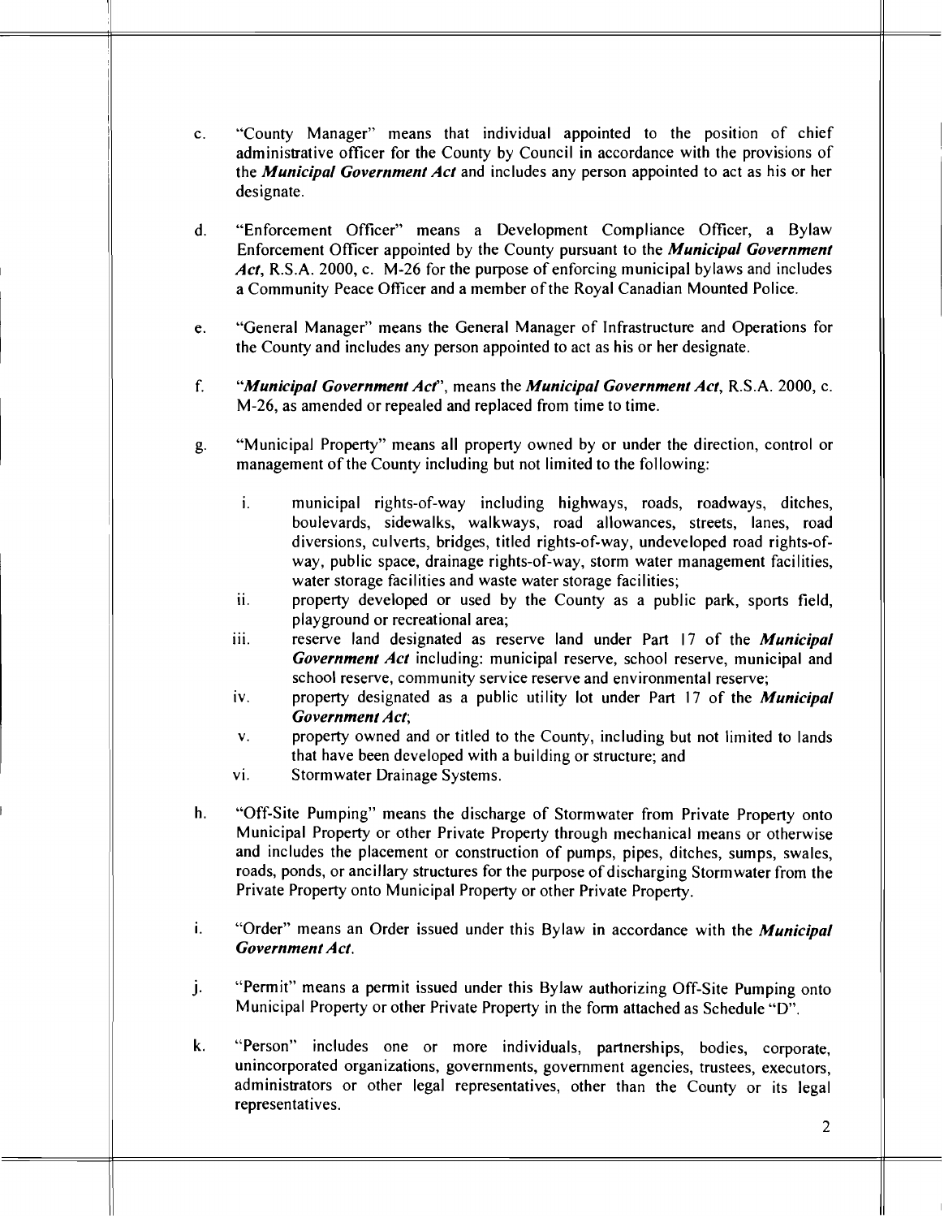c. "County Manager" means that individual appointed to the position of chief administrative officer for the County by Council in accordance with the provisions of the ***Municipal Government Act*** and includes any person appointed to act as his or her designate.

d. "Enforcement Officer" means a Development Compliance Officer, a Bylaw Enforcement Officer appointed by the County pursuant to the ***Municipal Government Act***, R.S.A. 2000, c. M-26 for the purpose of enforcing municipal bylaws and includes a Community Peace Officer and a member of the Royal Canadian Mounted Police.

e. "General Manager" means the General Manager of Infrastructure and Operations for the County and includes any person appointed to act as his or her designate.

f. "***Municipal Government Act***", means the ***Municipal Government Act***, R.S.A. 2000, c. M-26, as amended or repealed and replaced from time to time.

g. "Municipal Property" means all property owned by or under the direction, control or management of the County including but not limited to the following:

   i. municipal rights-of-way including highways, roads, roadways, ditches, boulevards, sidewalks, walkways, road allowances, streets, lanes, road diversions, culverts, bridges, titled rights-of-way, undeveloped road rights-of-way, public space, drainage rights-of-way, storm water management facilities, water storage facilities and waste water storage facilities;
   ii. property developed or used by the County as a public park, sports field, playground or recreational area;
   iii. reserve land designated as reserve land under Part 17 of the ***Municipal Government Act*** including: municipal reserve, school reserve, municipal and school reserve, community service reserve and environmental reserve;
   iv. property designated as a public utility lot under Part 17 of the ***Municipal Government Act***;
   v. property owned and or titled to the County, including but not limited to lands that have been developed with a building or structure; and
   vi. Stormwater Drainage Systems.

h. "Off-Site Pumping" means the discharge of Stormwater from Private Property onto Municipal Property or other Private Property through mechanical means or otherwise and includes the placement or construction of pumps, pipes, ditches, sumps, swales, roads, ponds, or ancillary structures for the purpose of discharging Stormwater from the Private Property onto Municipal Property or other Private Property.

i. "Order" means an Order issued under this Bylaw in accordance with the ***Municipal Government Act***.

j. "Permit" means a permit issued under this Bylaw authorizing Off-Site Pumping onto Municipal Property or other Private Property in the form attached as Schedule "D".

k. "Person" includes one or more individuals, partnerships, bodies, corporate, unincorporated organizations, governments, government agencies, trustees, executors, administrators or other legal representatives, other than the County or its legal representatives.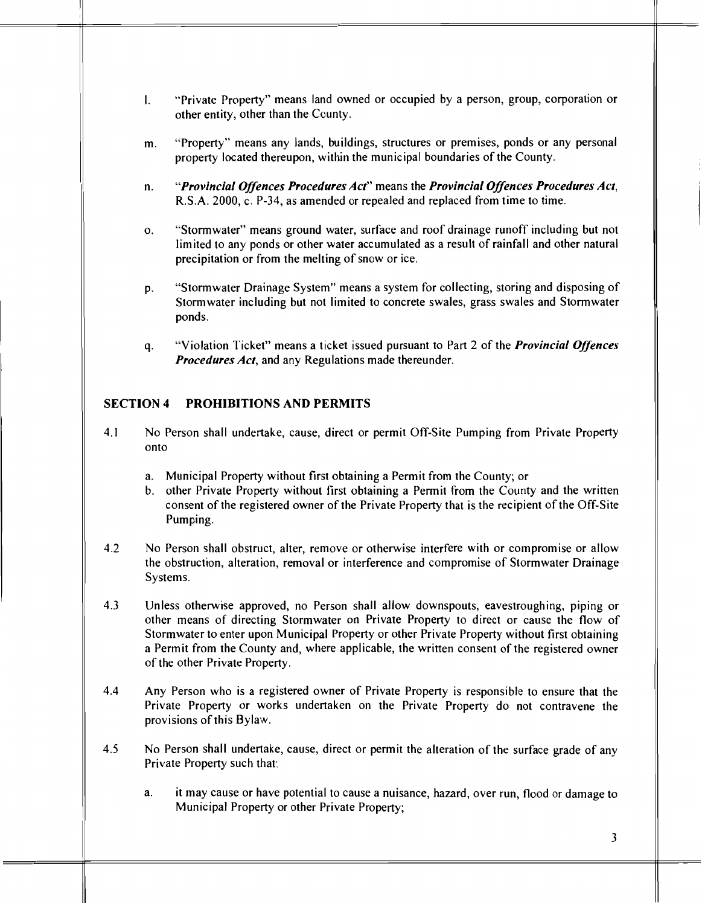l. "Private Property" means land owned or occupied by a person, group, corporation or other entity, other than the County.

m. "Property" means any lands, buildings, structures or premises, ponds or any personal property located thereupon, within the municipal boundaries of the County.

n. "***Provincial Offences Procedures Act***" means the ***Provincial Offences Procedures Act***, R.S.A. 2000, c. P-34, as amended or repealed and replaced from time to time.

o. "Stormwater" means ground water, surface and roof drainage runoff including but not limited to any ponds or other water accumulated as a result of rainfall and other natural precipitation or from the melting of snow or ice.

p. "Stormwater Drainage System" means a system for collecting, storing and disposing of Stormwater including but not limited to concrete swales, grass swales and Stormwater ponds.

q. "Violation Ticket" means a ticket issued pursuant to Part 2 of the ***Provincial Offences Procedures Act***, and any Regulations made thereunder.

## SECTION 4 PROHIBITIONS AND PERMITS

4.1 No Person shall undertake, cause, direct or permit Off-Site Pumping from Private Property onto

a. Municipal Property without first obtaining a Permit from the County; or
b. other Private Property without first obtaining a Permit from the County and the written consent of the registered owner of the Private Property that is the recipient of the Off-Site Pumping.

4.2 No Person shall obstruct, alter, remove or otherwise interfere with or compromise or allow the obstruction, alteration, removal or interference and compromise of Stormwater Drainage Systems.

4.3 Unless otherwise approved, no Person shall allow downspouts, eavestroughing, piping or other means of directing Stormwater on Private Property to direct or cause the flow of Stormwater to enter upon Municipal Property or other Private Property without first obtaining a Permit from the County and, where applicable, the written consent of the registered owner of the other Private Property.

4.4 Any Person who is a registered owner of Private Property is responsible to ensure that the Private Property or works undertaken on the Private Property do not contravene the provisions of this Bylaw.

4.5 No Person shall undertake, cause, direct or permit the alteration of the surface grade of any Private Property such that:

a. it may cause or have potential to cause a nuisance, hazard, over run, flood or damage to Municipal Property or other Private Property;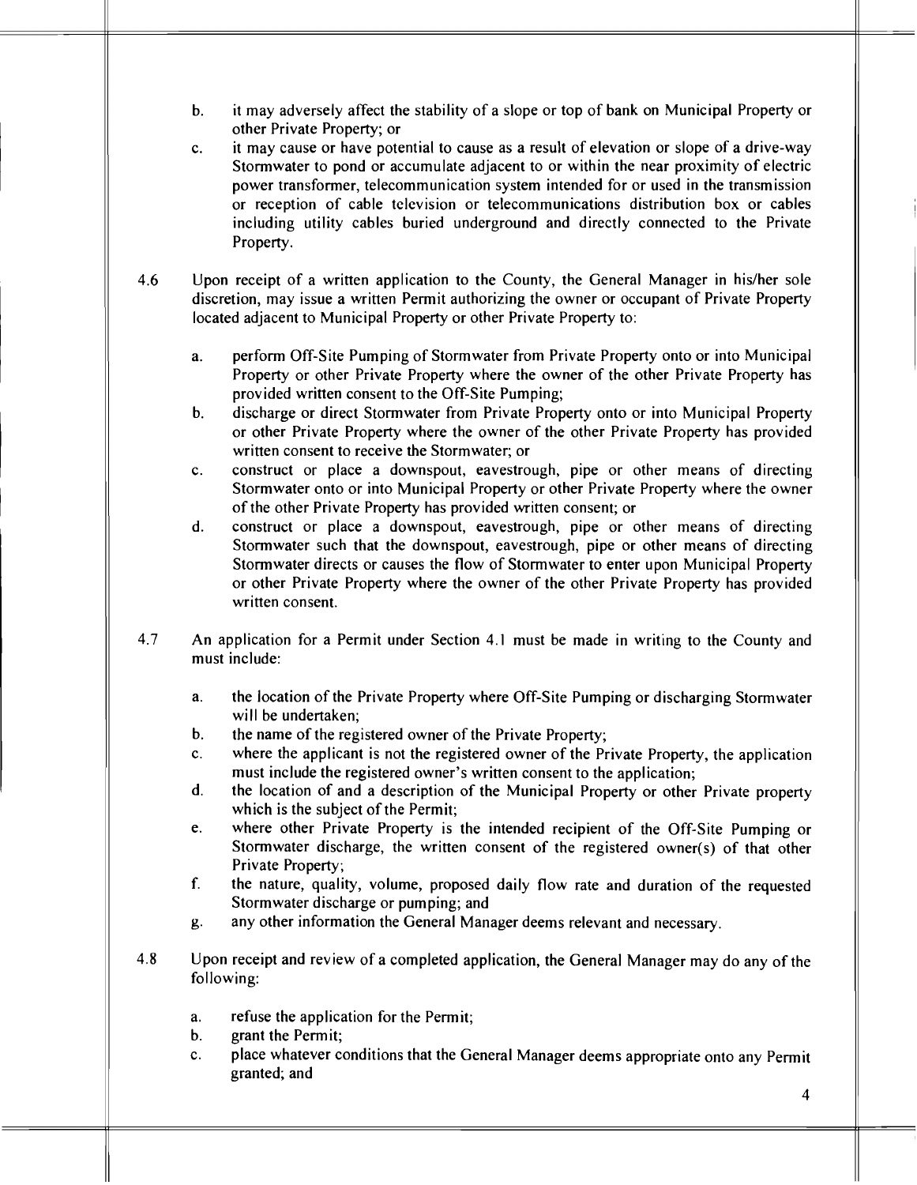b. it may adversely affect the stability of a slope or top of bank on Municipal Property or other Private Property; or

c. it may cause or have potential to cause as a result of elevation or slope of a drive-way Stormwater to pond or accumulate adjacent to or within the near proximity of electric power transformer, telecommunication system intended for or used in the transmission or reception of cable television or telecommunications distribution box or cables including utility cables buried underground and directly connected to the Private Property.

4.6 Upon receipt of a written application to the County, the General Manager in his/her sole discretion, may issue a written Permit authorizing the owner or occupant of Private Property located adjacent to Municipal Property or other Private Property to:

a. perform Off-Site Pumping of Stormwater from Private Property onto or into Municipal Property or other Private Property where the owner of the other Private Property has provided written consent to the Off-Site Pumping;

b. discharge or direct Stormwater from Private Property onto or into Municipal Property or other Private Property where the owner of the other Private Property has provided written consent to receive the Stormwater; or

c. construct or place a downspout, eavestrough, pipe or other means of directing Stormwater onto or into Municipal Property or other Private Property where the owner of the other Private Property has provided written consent; or

d. construct or place a downspout, eavestrough, pipe or other means of directing Stormwater such that the downspout, eavestrough, pipe or other means of directing Stormwater directs or causes the flow of Stormwater to enter upon Municipal Property or other Private Property where the owner of the other Private Property has provided written consent.

4.7 An application for a Permit under Section 4.1 must be made in writing to the County and must include:

a. the location of the Private Property where Off-Site Pumping or discharging Stormwater will be undertaken;

b. the name of the registered owner of the Private Property;

c. where the applicant is not the registered owner of the Private Property, the application must include the registered owner's written consent to the application;

d. the location of and a description of the Municipal Property or other Private property which is the subject of the Permit;

e. where other Private Property is the intended recipient of the Off-Site Pumping or Stormwater discharge, the written consent of the registered owner(s) of that other Private Property;

f. the nature, quality, volume, proposed daily flow rate and duration of the requested Stormwater discharge or pumping; and

g. any other information the General Manager deems relevant and necessary.

4.8 Upon receipt and review of a completed application, the General Manager may do any of the following:

a. refuse the application for the Permit;

b. grant the Permit;

c. place whatever conditions that the General Manager deems appropriate onto any Permit granted; and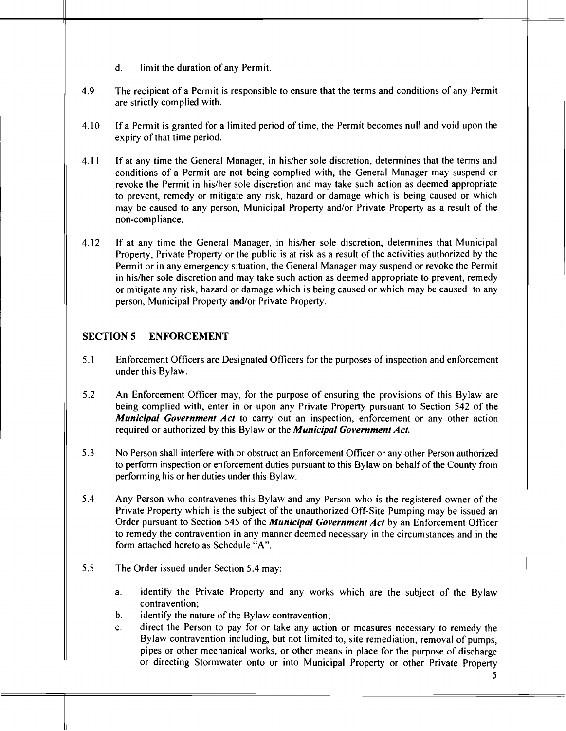d. limit the duration of any Permit.

4.9 The recipient of a Permit is responsible to ensure that the terms and conditions of any Permit are strictly complied with.

4.10 If a Permit is granted for a limited period of time, the Permit becomes null and void upon the expiry of that time period.

4.11 If at any time the General Manager, in his/her sole discretion, determines that the terms and conditions of a Permit are not being complied with, the General Manager may suspend or revoke the Permit in his/her sole discretion and may take such action as deemed appropriate to prevent, remedy or mitigate any risk, hazard or damage which is being caused or which may be caused to any person, Municipal Property and/or Private Property as a result of the non-compliance.

4.12 If at any time the General Manager, in his/her sole discretion, determines that Municipal Property, Private Property or the public is at risk as a result of the activities authorized by the Permit or in any emergency situation, the General Manager may suspend or revoke the Permit in his/her sole discretion and may take such action as deemed appropriate to prevent, remedy or mitigate any risk, hazard or damage which is being caused or which may be caused to any person, Municipal Property and/or Private Property.

## SECTION 5 ENFORCEMENT

5.1 Enforcement Officers are Designated Officers for the purposes of inspection and enforcement under this Bylaw.

5.2 An Enforcement Officer may, for the purpose of ensuring the provisions of this Bylaw are being complied with, enter in or upon any Private Property pursuant to Section 542 of the ***Municipal Government Act*** to carry out an inspection, enforcement or any other action required or authorized by this Bylaw or the ***Municipal Government Act.***

5.3 No Person shall interfere with or obstruct an Enforcement Officer or any other Person authorized to perform inspection or enforcement duties pursuant to this Bylaw on behalf of the County from performing his or her duties under this Bylaw.

5.4 Any Person who contravenes this Bylaw and any Person who is the registered owner of the Private Property which is the subject of the unauthorized Off-Site Pumping may be issued an Order pursuant to Section 545 of the ***Municipal Government Act*** by an Enforcement Officer to remedy the contravention in any manner deemed necessary in the circumstances and in the form attached hereto as Schedule "A".

5.5 The Order issued under Section 5.4 may:

a. identify the Private Property and any works which are the subject of the Bylaw contravention;
b. identify the nature of the Bylaw contravention;
c. direct the Person to pay for or take any action or measures necessary to remedy the Bylaw contravention including, but not limited to, site remediation, removal of pumps, pipes or other mechanical works, or other means in place for the purpose of discharge or directing Stormwater onto or into Municipal Property or other Private Property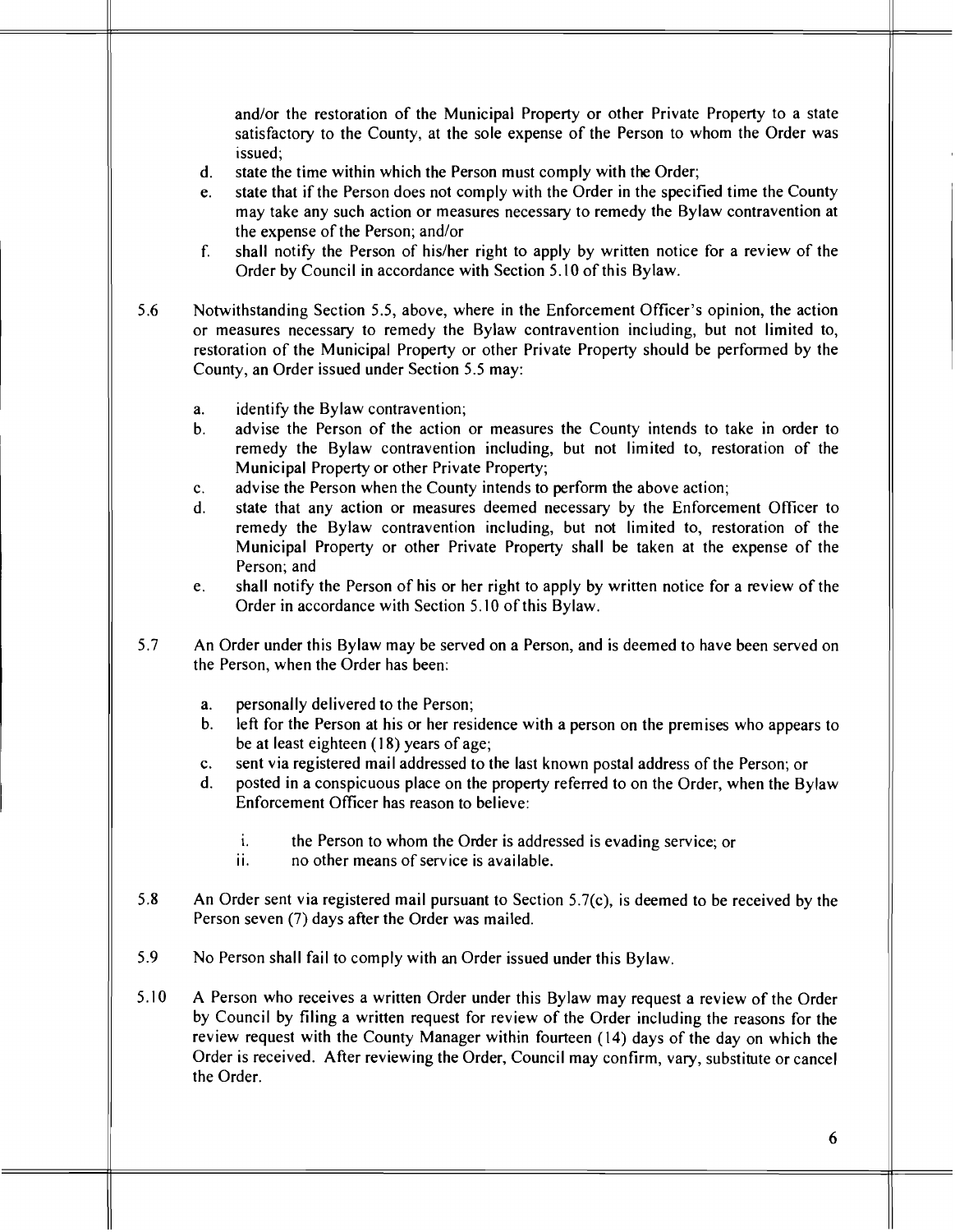and/or the restoration of the Municipal Property or other Private Property to a state satisfactory to the County, at the sole expense of the Person to whom the Order was issued;

d. state the time within which the Person must comply with the Order;
e. state that if the Person does not comply with the Order in the specified time the County may take any such action or measures necessary to remedy the Bylaw contravention at the expense of the Person; and/or
f. shall notify the Person of his/her right to apply by written notice for a review of the Order by Council in accordance with Section 5.10 of this Bylaw.

5.6 Notwithstanding Section 5.5, above, where in the Enforcement Officer's opinion, the action or measures necessary to remedy the Bylaw contravention including, but not limited to, restoration of the Municipal Property or other Private Property should be performed by the County, an Order issued under Section 5.5 may:

a. identify the Bylaw contravention;
b. advise the Person of the action or measures the County intends to take in order to remedy the Bylaw contravention including, but not limited to, restoration of the Municipal Property or other Private Property;
c. advise the Person when the County intends to perform the above action;
d. state that any action or measures deemed necessary by the Enforcement Officer to remedy the Bylaw contravention including, but not limited to, restoration of the Municipal Property or other Private Property shall be taken at the expense of the Person; and
e. shall notify the Person of his or her right to apply by written notice for a review of the Order in accordance with Section 5.10 of this Bylaw.

5.7 An Order under this Bylaw may be served on a Person, and is deemed to have been served on the Person, when the Order has been:

a. personally delivered to the Person;
b. left for the Person at his or her residence with a person on the premises who appears to be at least eighteen (18) years of age;
c. sent via registered mail addressed to the last known postal address of the Person; or
d. posted in a conspicuous place on the property referred to on the Order, when the Bylaw Enforcement Officer has reason to believe:

    i. the Person to whom the Order is addressed is evading service; or
    ii. no other means of service is available.

5.8 An Order sent via registered mail pursuant to Section 5.7(c), is deemed to be received by the Person seven (7) days after the Order was mailed.

5.9 No Person shall fail to comply with an Order issued under this Bylaw.

5.10 A Person who receives a written Order under this Bylaw may request a review of the Order by Council by filing a written request for review of the Order including the reasons for the review request with the County Manager within fourteen (14) days of the day on which the Order is received. After reviewing the Order, Council may confirm, vary, substitute or cancel the Order.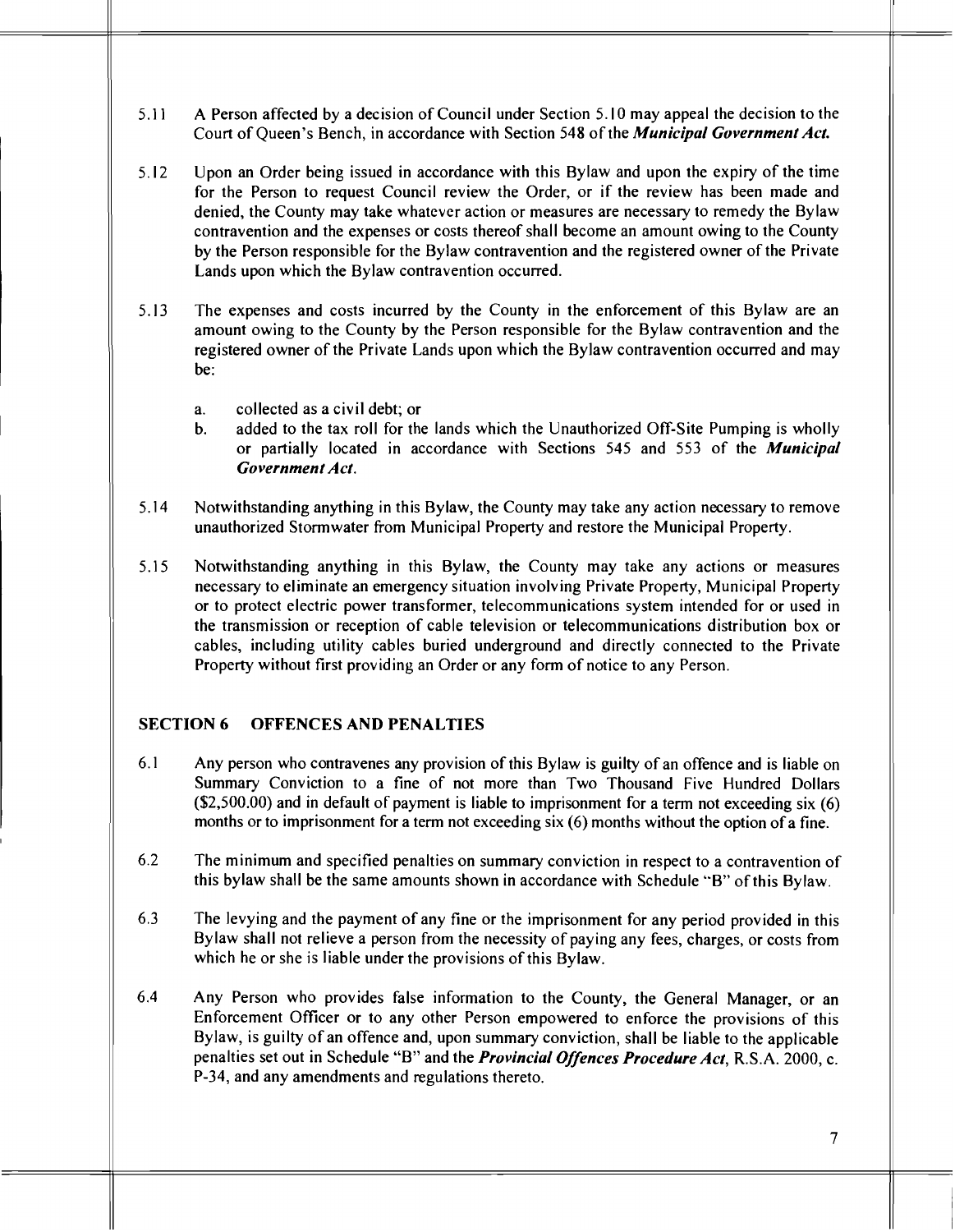5.11 A Person affected by a decision of Council under Section 5.10 may appeal the decision to the Court of Queen's Bench, in accordance with Section 548 of the ***Municipal Government Act.***

5.12 Upon an Order being issued in accordance with this Bylaw and upon the expiry of the time for the Person to request Council review the Order, or if the review has been made and denied, the County may take whatever action or measures are necessary to remedy the Bylaw contravention and the expenses or costs thereof shall become an amount owing to the County by the Person responsible for the Bylaw contravention and the registered owner of the Private Lands upon which the Bylaw contravention occurred.

5.13 The expenses and costs incurred by the County in the enforcement of this Bylaw are an amount owing to the County by the Person responsible for the Bylaw contravention and the registered owner of the Private Lands upon which the Bylaw contravention occurred and may be:

a. collected as a civil debt; or
b. added to the tax roll for the lands which the Unauthorized Off-Site Pumping is wholly or partially located in accordance with Sections 545 and 553 of the ***Municipal Government Act.***

5.14 Notwithstanding anything in this Bylaw, the County may take any action necessary to remove unauthorized Stormwater from Municipal Property and restore the Municipal Property.

5.15 Notwithstanding anything in this Bylaw, the County may take any actions or measures necessary to eliminate an emergency situation involving Private Property, Municipal Property or to protect electric power transformer, telecommunications system intended for or used in the transmission or reception of cable television or telecommunications distribution box or cables, including utility cables buried underground and directly connected to the Private Property without first providing an Order or any form of notice to any Person.

## SECTION 6 OFFENCES AND PENALTIES

6.1 Any person who contravenes any provision of this Bylaw is guilty of an offence and is liable on Summary Conviction to a fine of not more than Two Thousand Five Hundred Dollars ($2,500.00) and in default of payment is liable to imprisonment for a term not exceeding six (6) months or to imprisonment for a term not exceeding six (6) months without the option of a fine.

6.2 The minimum and specified penalties on summary conviction in respect to a contravention of this bylaw shall be the same amounts shown in accordance with Schedule "B" of this Bylaw.

6.3 The levying and the payment of any fine or the imprisonment for any period provided in this Bylaw shall not relieve a person from the necessity of paying any fees, charges, or costs from which he or she is liable under the provisions of this Bylaw.

6.4 Any Person who provides false information to the County, the General Manager, or an Enforcement Officer or to any other Person empowered to enforce the provisions of this Bylaw, is guilty of an offence and, upon summary conviction, shall be liable to the applicable penalties set out in Schedule "B" and the ***Provincial Offences Procedure Act***, R.S.A. 2000, c. P-34, and any amendments and regulations thereto.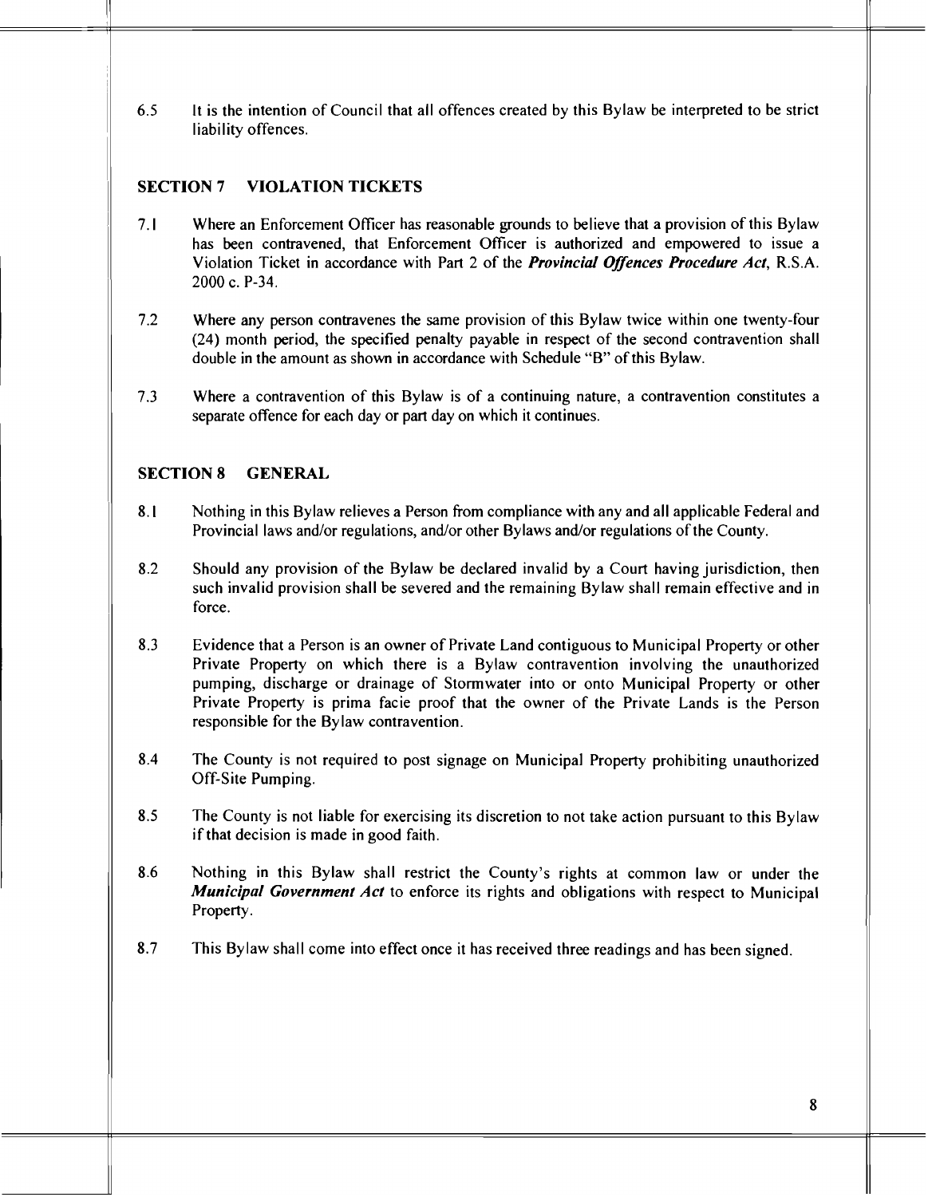6.5 It is the intention of Council that all offences created by this Bylaw be interpreted to be strict liability offences.

## SECTION 7 VIOLATION TICKETS

7.1 Where an Enforcement Officer has reasonable grounds to believe that a provision of this Bylaw has been contravened, that Enforcement Officer is authorized and empowered to issue a Violation Ticket in accordance with Part 2 of the ***Provincial Offences Procedure Act***, R.S.A. 2000 c. P-34.

7.2 Where any person contravenes the same provision of this Bylaw twice within one twenty-four (24) month period, the specified penalty payable in respect of the second contravention shall double in the amount as shown in accordance with Schedule "B" of this Bylaw.

7.3 Where a contravention of this Bylaw is of a continuing nature, a contravention constitutes a separate offence for each day or part day on which it continues.

## SECTION 8 GENERAL

8.1 Nothing in this Bylaw relieves a Person from compliance with any and all applicable Federal and Provincial laws and/or regulations, and/or other Bylaws and/or regulations of the County.

8.2 Should any provision of the Bylaw be declared invalid by a Court having jurisdiction, then such invalid provision shall be severed and the remaining Bylaw shall remain effective and in force.

8.3 Evidence that a Person is an owner of Private Land contiguous to Municipal Property or other Private Property on which there is a Bylaw contravention involving the unauthorized pumping, discharge or drainage of Stormwater into or onto Municipal Property or other Private Property is prima facie proof that the owner of the Private Lands is the Person responsible for the Bylaw contravention.

8.4 The County is not required to post signage on Municipal Property prohibiting unauthorized Off-Site Pumping.

8.5 The County is not liable for exercising its discretion to not take action pursuant to this Bylaw if that decision is made in good faith.

8.6 Nothing in this Bylaw shall restrict the County's rights at common law or under the ***Municipal Government Act*** to enforce its rights and obligations with respect to Municipal Property.

8.7 This Bylaw shall come into effect once it has received three readings and has been signed.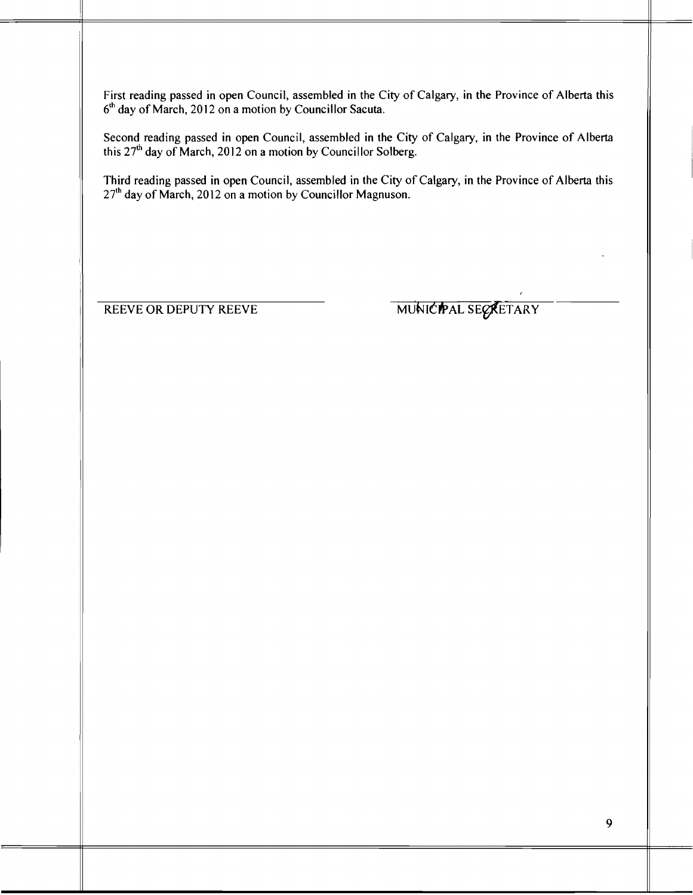First reading passed in open Council, assembled in the City of Calgary, in the Province of Alberta this 6th day of March, 2012 on a motion by Councillor Sacuta.

Second reading passed in open Council, assembled in the City of Calgary, in the Province of Alberta this 27th day of March, 2012 on a motion by Councillor Solberg.

Third reading passed in open Council, assembled in the City of Calgary, in the Province of Alberta this 27th day of March, 2012 on a motion by Councillor Magnuson.

REEVE OR DEPUTY REEVE

MUNICIPAL SECRETARY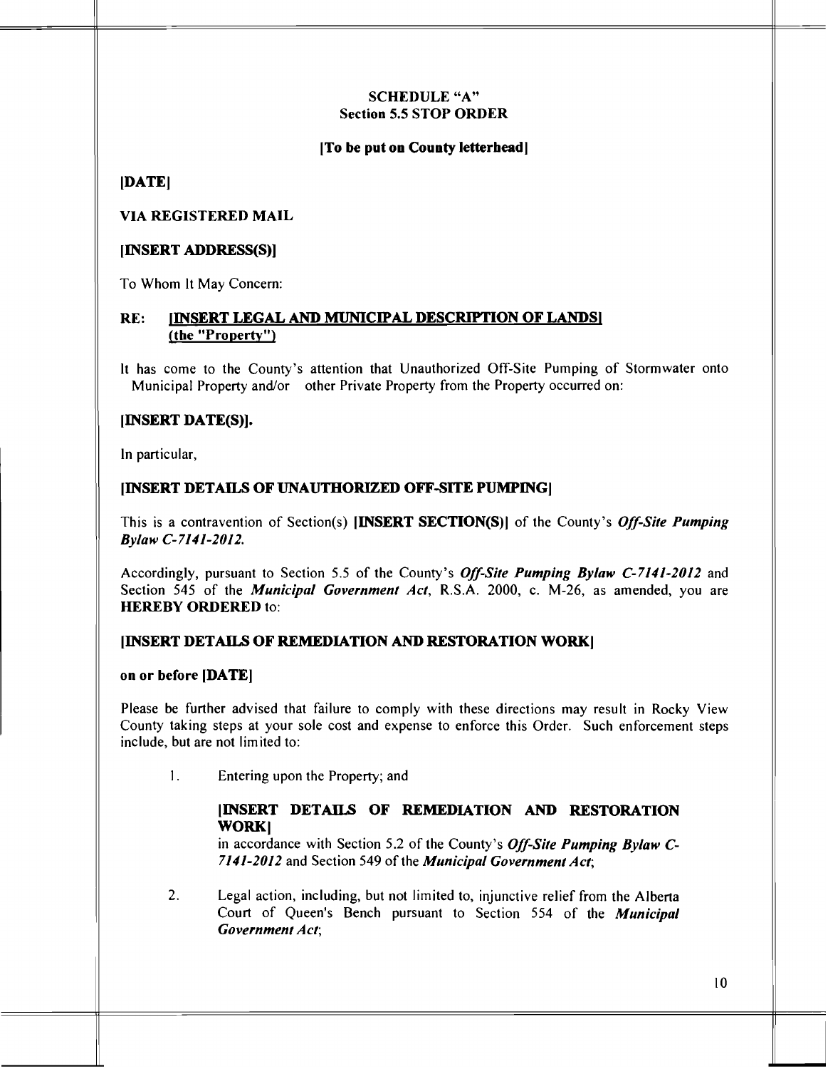**SCHEDULE "A"**
**Section 5.5 STOP ORDER**

**[To be put on County letterhead]**

**[DATE]**

**VIA REGISTERED MAIL**

**[INSERT ADDRESS(S)]**

To Whom It May Concern:

**RE: [INSERT LEGAL AND MUNICIPAL DESCRIPTION OF LANDS] (the "Property")**

It has come to the County's attention that Unauthorized Off-Site Pumping of Stormwater onto Municipal Property and/or other Private Property from the Property occurred on:

**[INSERT DATE(S)].**

In particular,

**[INSERT DETAILS OF UNAUTHORIZED OFF-SITE PUMPING]**

This is a contravention of Section(s) **[INSERT SECTION(S)]** of the County's ***Off-Site Pumping Bylaw C-7141-2012.***

Accordingly, pursuant to Section 5.5 of the County's ***Off-Site Pumping Bylaw C-7141-2012*** and Section 545 of the ***Municipal Government Act***, R.S.A. 2000, c. M-26, as amended, you are **HEREBY ORDERED** to:

**[INSERT DETAILS OF REMEDIATION AND RESTORATION WORK]**

**on or before [DATE]**

Please be further advised that failure to comply with these directions may result in Rocky View County taking steps at your sole cost and expense to enforce this Order. Such enforcement steps include, but are not limited to:

1. Entering upon the Property; and

   **[INSERT DETAILS OF REMEDIATION AND RESTORATION WORK]**
   in accordance with Section 5.2 of the County's ***Off-Site Pumping Bylaw C-7141-2012*** and Section 549 of the ***Municipal Government Act***;

2. Legal action, including, but not limited to, injunctive relief from the Alberta Court of Queen's Bench pursuant to Section 554 of the ***Municipal Government Act***;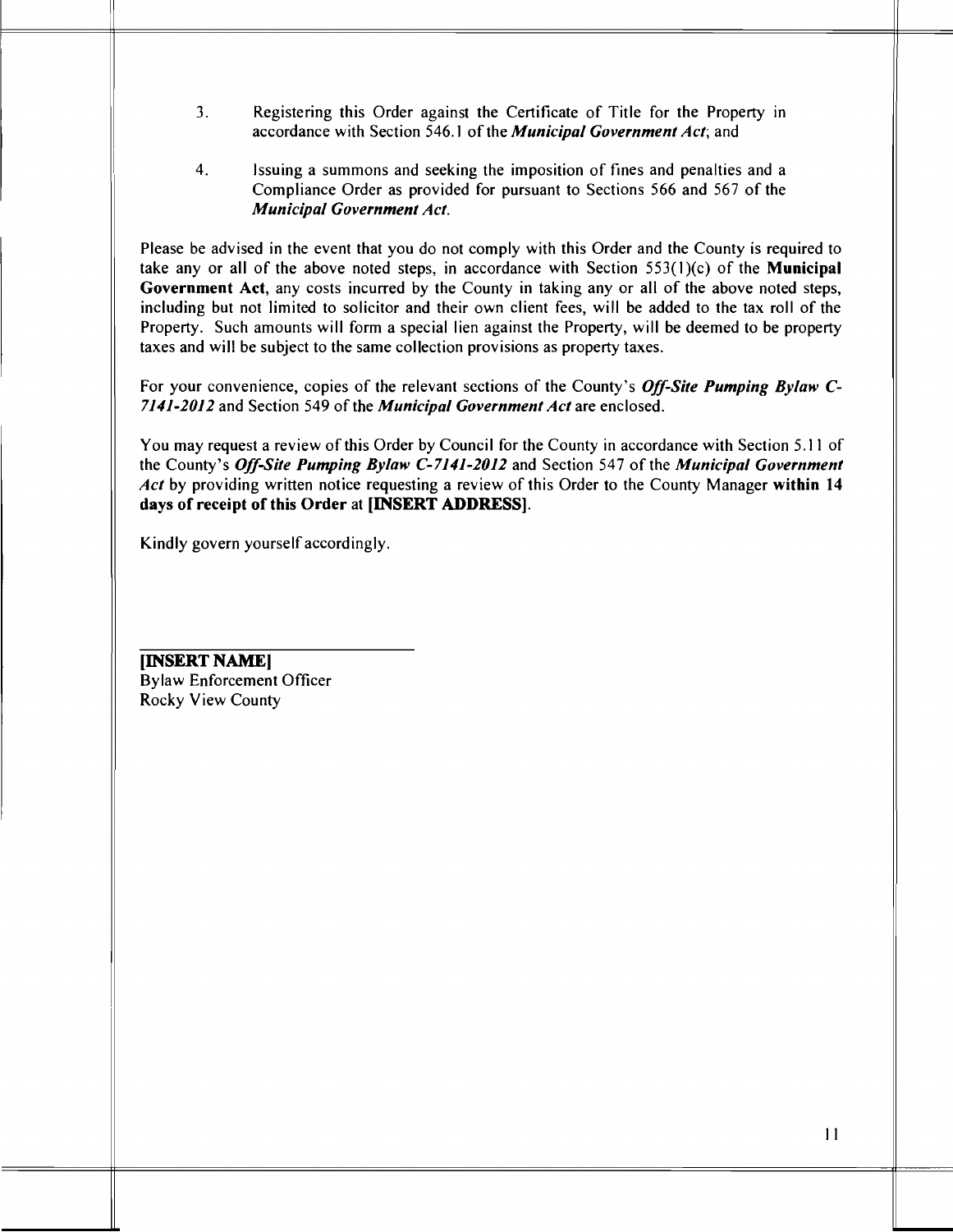3. Registering this Order against the Certificate of Title for the Property in accordance with Section 546.1 of the ***Municipal Government Act***; and

4. Issuing a summons and seeking the imposition of fines and penalties and a Compliance Order as provided for pursuant to Sections 566 and 567 of the ***Municipal Government Act***.

Please be advised in the event that you do not comply with this Order and the County is required to take any or all of the above noted steps, in accordance with Section 553(1)(c) of the **Municipal Government Act**, any costs incurred by the County in taking any or all of the above noted steps, including but not limited to solicitor and their own client fees, will be added to the tax roll of the Property. Such amounts will form a special lien against the Property, will be deemed to be property taxes and will be subject to the same collection provisions as property taxes.

For your convenience, copies of the relevant sections of the County's ***Off-Site Pumping Bylaw C-7141-2012*** and Section 549 of the ***Municipal Government Act*** are enclosed.

You may request a review of this Order by Council for the County in accordance with Section 5.11 of the County's ***Off-Site Pumping Bylaw C-7141-2012*** and Section 547 of the ***Municipal Government Act*** by providing written notice requesting a review of this Order to the County Manager **within 14 days of receipt of this Order** at **[INSERT ADDRESS]**.

Kindly govern yourself accordingly.

______________________________

**[INSERT NAME]**
Bylaw Enforcement Officer
Rocky View County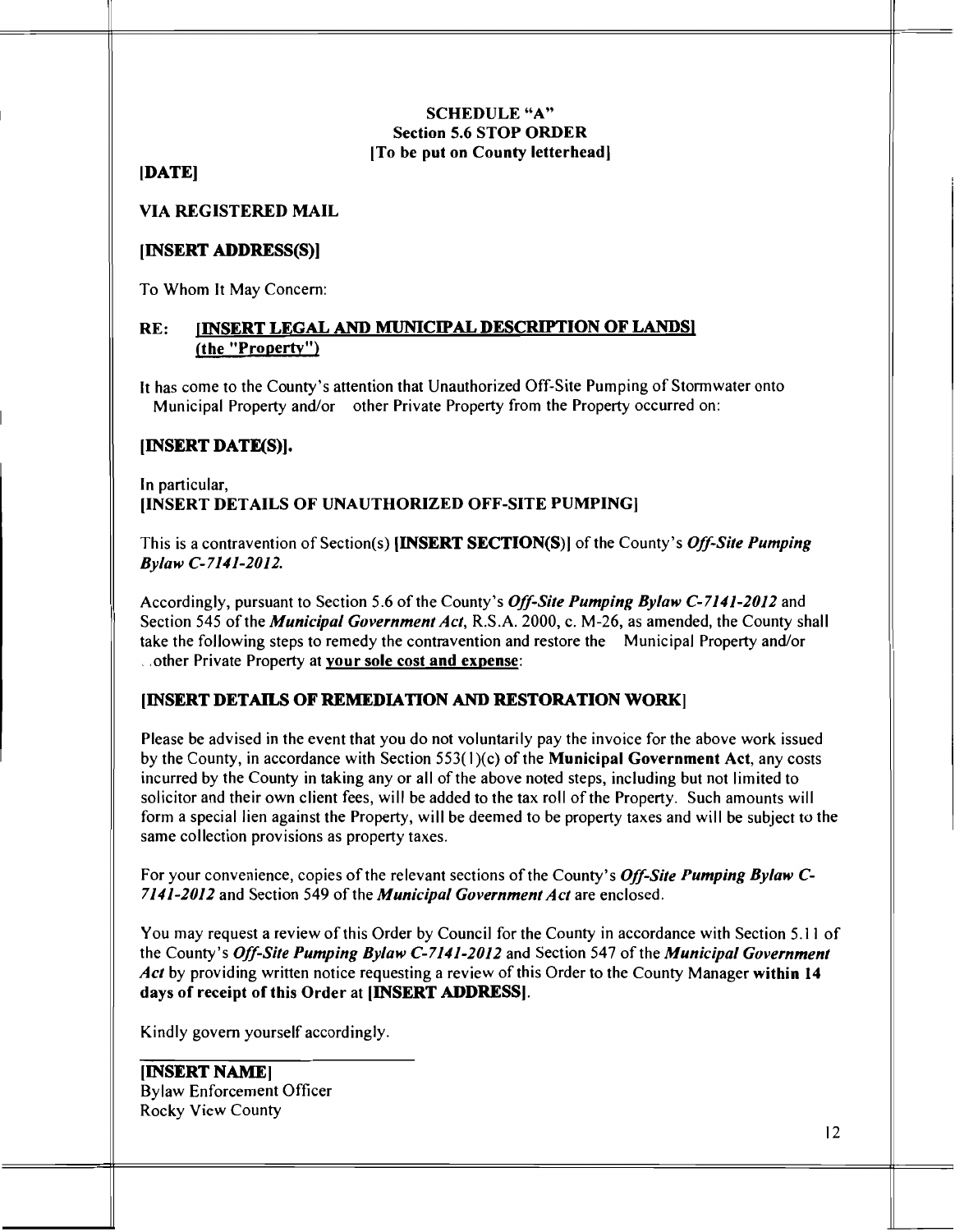**SCHEDULE "A"**
**Section 5.6 STOP ORDER**
**[To be put on County letterhead]**

**[DATE]**

**VIA REGISTERED MAIL**

**[INSERT ADDRESS(S)]**

To Whom It May Concern:

**RE: <u>[INSERT LEGAL AND MUNICIPAL DESCRIPTION OF LANDS] (the "Property")</u>**

It has come to the County's attention that Unauthorized Off-Site Pumping of Stormwater onto Municipal Property and/or other Private Property from the Property occurred on:

**[INSERT DATE(S)].**

In particular,
**[INSERT DETAILS OF UNAUTHORIZED OFF-SITE PUMPING]**

This is a contravention of Section(s) **[INSERT SECTION(S)]** of the County's ***Off-Site Pumping Bylaw C-7141-2012.***

Accordingly, pursuant to Section 5.6 of the County's ***Off-Site Pumping Bylaw C-7141-2012*** and Section 545 of the ***Municipal Government Act***, R.S.A. 2000, c. M-26, as amended, the County shall take the following steps to remedy the contravention and restore the Municipal Property and/or other Private Property at **<u>your sole cost and expense</u>**:

**[INSERT DETAILS OF REMEDIATION AND RESTORATION WORK]**

Please be advised in the event that you do not voluntarily pay the invoice for the above work issued by the County, in accordance with Section 553(1)(c) of the **Municipal Government Act**, any costs incurred by the County in taking any or all of the above noted steps, including but not limited to solicitor and their own client fees, will be added to the tax roll of the Property. Such amounts will form a special lien against the Property, will be deemed to be property taxes and will be subject to the same collection provisions as property taxes.

For your convenience, copies of the relevant sections of the County's ***Off-Site Pumping Bylaw C-7141-2012*** and Section 549 of the ***Municipal Government Act*** are enclosed.

You may request a review of this Order by Council for the County in accordance with Section 5.11 of the County's ***Off-Site Pumping Bylaw C-7141-2012*** and Section 547 of the ***Municipal Government Act*** by providing written notice requesting a review of this Order to the County Manager **within 14 days of receipt of this Order** at **[INSERT ADDRESS]**.

Kindly govern yourself accordingly.

______________________________

**[INSERT NAME]**
Bylaw Enforcement Officer
Rocky View County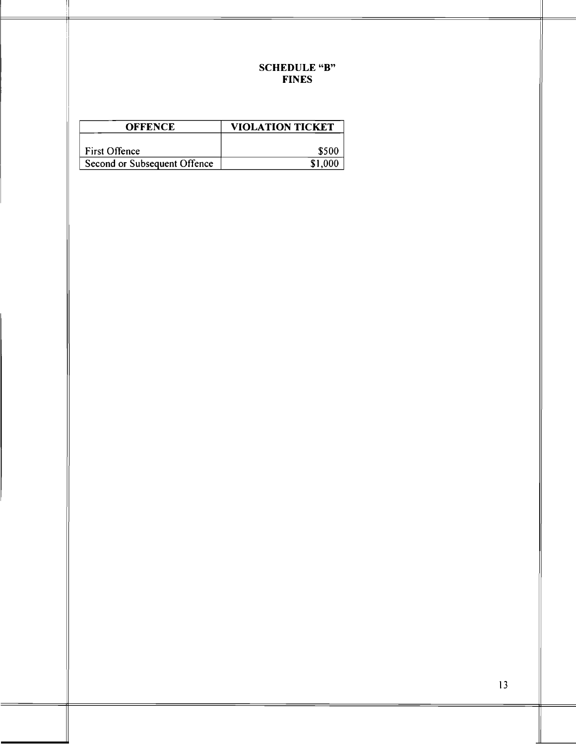**SCHEDULE "B"**
**FINES**

| OFFENCE | VIOLATION TICKET |
|---|---|
| First Offence | $500 |
| Second or Subsequent Offence | $1,000 |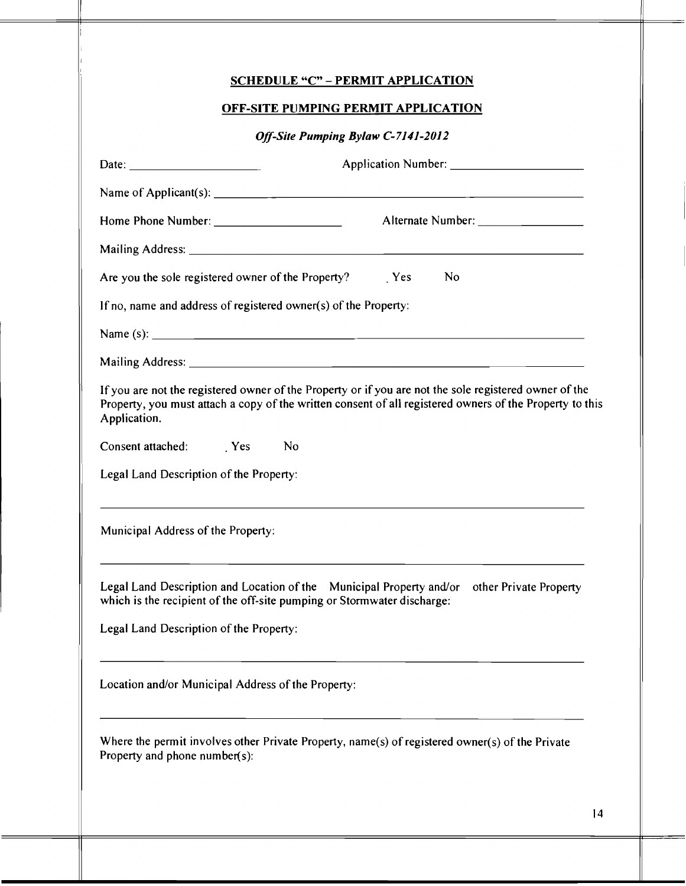## SCHEDULE "C" – PERMIT APPLICATION

## OFF-SITE PUMPING PERMIT APPLICATION

***Off-Site Pumping Bylaw C-7141-2012***

Date: ____________________ Application Number: ____________________

Name of Applicant(s): ____________________________________________________________

Home Phone Number: ____________________ Alternate Number: ________________

Mailing Address: ________________________________________________________________

Are you the sole registered owner of the Property? Yes No

If no, name and address of registered owner(s) of the Property:

Name (s): ______________________________________________________________________

Mailing Address: ________________________________________________________________

If you are not the registered owner of the Property or if you are not the sole registered owner of the Property, you must attach a copy of the written consent of all registered owners of the Property to this Application.

Consent attached: Yes No

Legal Land Description of the Property:

________________________________________________________________________________

Municipal Address of the Property:

________________________________________________________________________________

Legal Land Description and Location of the Municipal Property and/or other Private Property which is the recipient of the off-site pumping or Stormwater discharge:

Legal Land Description of the Property:

________________________________________________________________________________

Location and/or Municipal Address of the Property:

________________________________________________________________________________

Where the permit involves other Private Property, name(s) of registered owner(s) of the Private Property and phone number(s):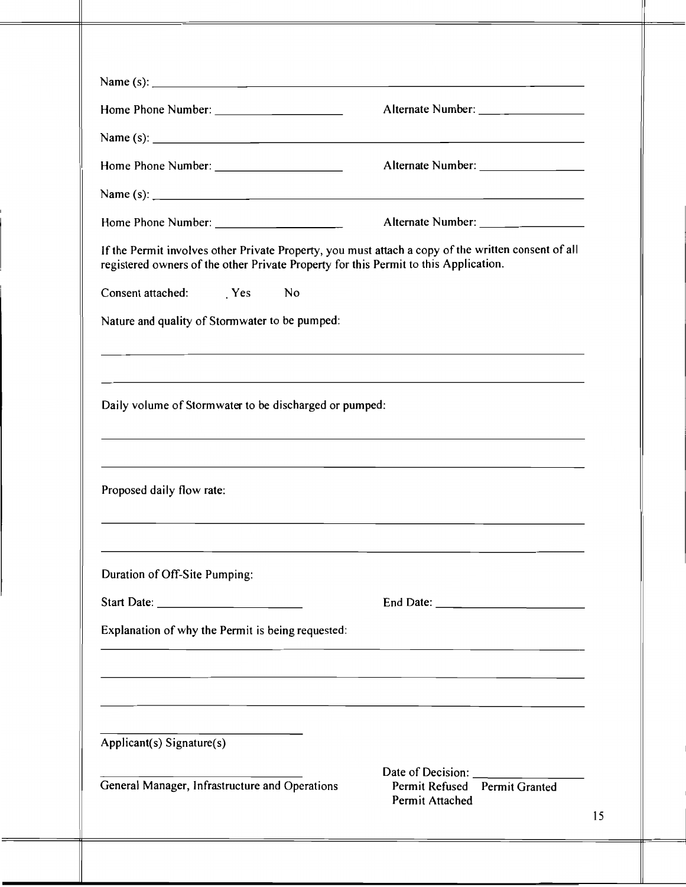Name (s): ______________________________________________________________

Home Phone Number: ____________________ Alternate Number: ________________

Name (s): ______________________________________________________________

Home Phone Number: ____________________ Alternate Number: ________________

Name (s): ______________________________________________________________

Home Phone Number: ____________________ Alternate Number: ________________

If the Permit involves other Private Property, you must attach a copy of the written consent of all registered owners of the other Private Property for this Permit to this Application.

Consent attached: Yes No

Nature and quality of Stormwater to be pumped:

______________________________________________________________

______________________________________________________________

Daily volume of Stormwater to be discharged or pumped:

______________________________________________________________

______________________________________________________________

Proposed daily flow rate:

______________________________________________________________

______________________________________________________________

Duration of Off-Site Pumping:

Start Date: ______________________ End Date: ______________________

Explanation of why the Permit is being requested:

______________________________________________________________

______________________________________________________________

______________________________________________________________

______________________________

Applicant(s) Signature(s)

______________________________

General Manager, Infrastructure and Operations

Date of Decision: ________________

Permit Refused Permit Granted

Permit Attached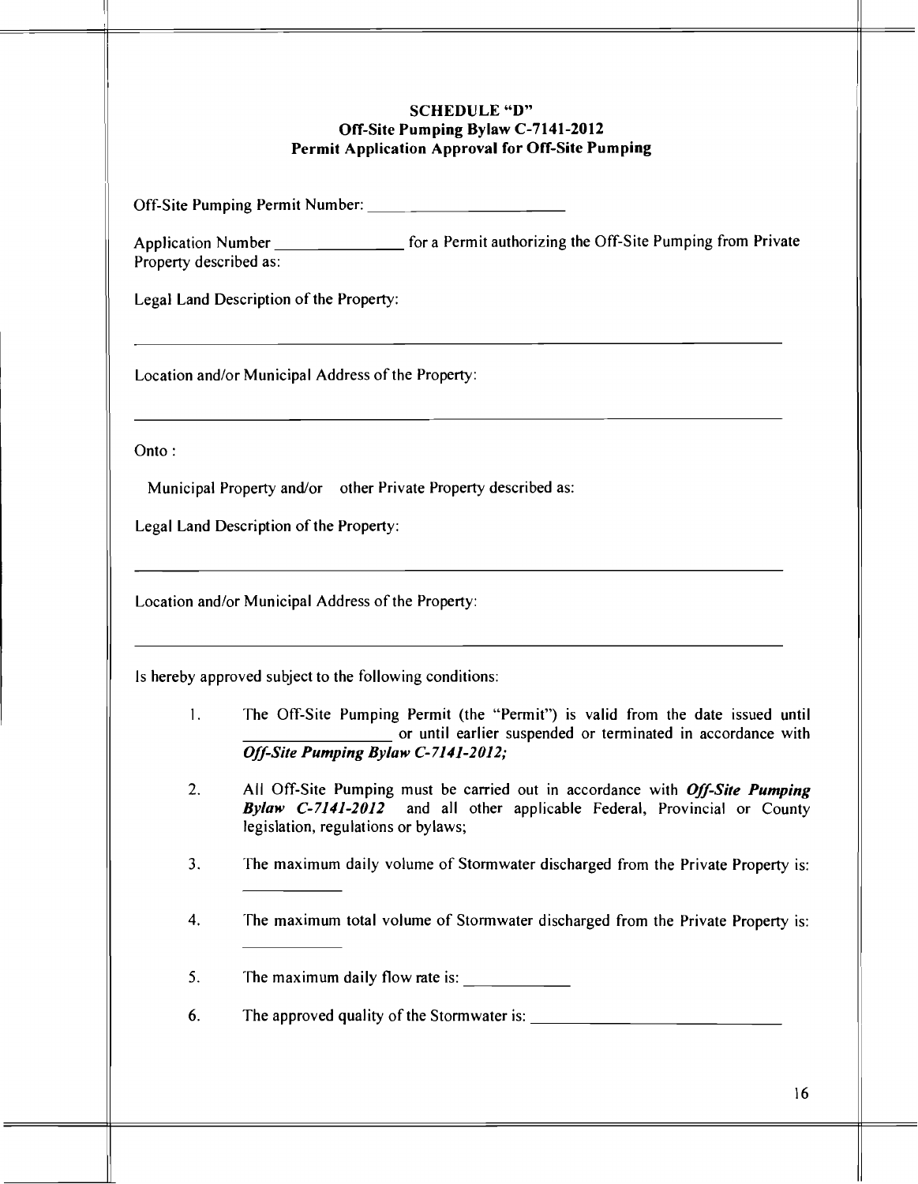**SCHEDULE "D"**
**Off-Site Pumping Bylaw C-7141-2012**
**Permit Application Approval for Off-Site Pumping**

Off-Site Pumping Permit Number: ____________________

Application Number ______________ for a Permit authorizing the Off-Site Pumping from Private Property described as:

Legal Land Description of the Property:

______________________________________________________________________

Location and/or Municipal Address of the Property:

______________________________________________________________________

Onto :

Municipal Property and/or other Private Property described as:

Legal Land Description of the Property:

______________________________________________________________________

Location and/or Municipal Address of the Property:

______________________________________________________________________

Is hereby approved subject to the following conditions:

1. The Off-Site Pumping Permit (the "Permit") is valid from the date issued until ________________ or until earlier suspended or terminated in accordance with ***Off-Site Pumping Bylaw C-7141-2012;***

2. All Off-Site Pumping must be carried out in accordance with ***Off-Site Pumping Bylaw C-7141-2012*** and all other applicable Federal, Provincial or County legislation, regulations or bylaws;

3. The maximum daily volume of Stormwater discharged from the Private Property is: __________

4. The maximum total volume of Stormwater discharged from the Private Property is: __________

5. The maximum daily flow rate is: ____________

6. The approved quality of the Stormwater is: ____________________________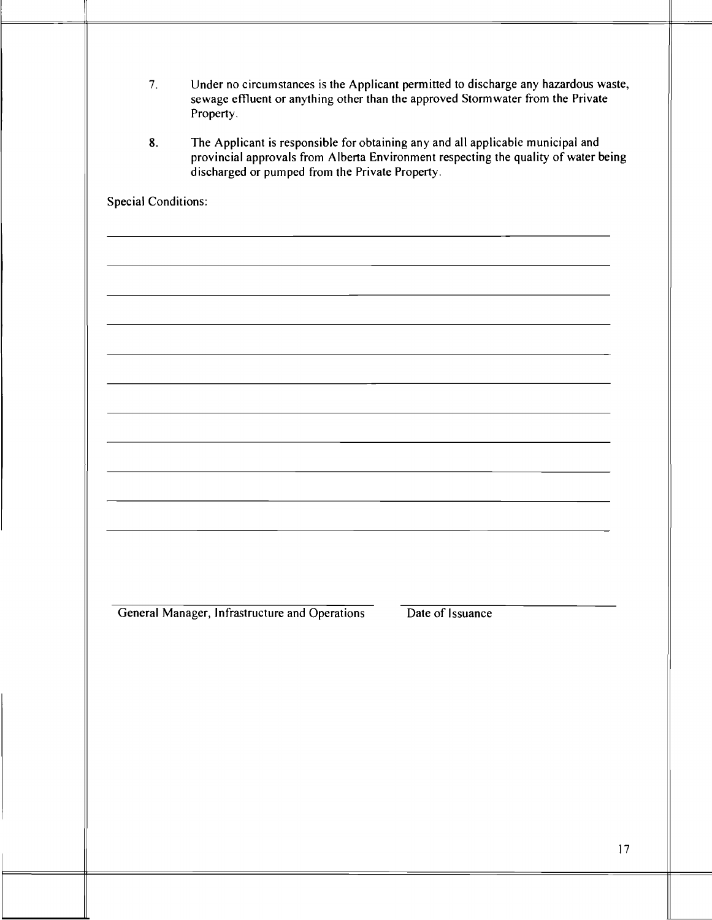7. Under no circumstances is the Applicant permitted to discharge any hazardous waste, sewage effluent or anything other than the approved Stormwater from the Private Property.

8. The Applicant is responsible for obtaining any and all applicable municipal and provincial approvals from Alberta Environment respecting the quality of water being discharged or pumped from the Private Property.

Special Conditions:

\_\_\_\_\_\_\_\_\_\_\_\_\_\_\_\_\_\_\_\_\_\_\_\_\_\_\_\_\_\_\_\_\_\_\_\_\_\_\_\_\_\_\_\_\_\_\_\_\_\_\_\_\_\_\_\_\_\_\_\_

\_\_\_\_\_\_\_\_\_\_\_\_\_\_\_\_\_\_\_\_\_\_\_\_\_\_\_\_\_\_\_\_\_\_\_\_\_\_\_\_\_\_\_\_\_\_\_\_\_\_\_\_\_\_\_\_\_\_\_\_

\_\_\_\_\_\_\_\_\_\_\_\_\_\_\_\_\_\_\_\_\_\_\_\_\_\_\_\_\_\_\_\_\_\_\_\_\_\_\_\_\_\_\_\_\_\_\_\_\_\_\_\_\_\_\_\_\_\_\_\_

\_\_\_\_\_\_\_\_\_\_\_\_\_\_\_\_\_\_\_\_\_\_\_\_\_\_\_\_\_\_\_\_\_\_\_\_\_\_\_\_\_\_\_\_\_\_\_\_\_\_\_\_\_\_\_\_\_\_\_\_

\_\_\_\_\_\_\_\_\_\_\_\_\_\_\_\_\_\_\_\_\_\_\_\_\_\_\_\_\_\_\_\_\_\_\_\_\_\_\_\_\_\_\_\_\_\_\_\_\_\_\_\_\_\_\_\_\_\_\_\_

\_\_\_\_\_\_\_\_\_\_\_\_\_\_\_\_\_\_\_\_\_\_\_\_\_\_\_\_\_\_\_\_\_\_\_\_\_\_\_\_\_\_\_\_\_\_\_\_\_\_\_\_\_\_\_\_\_\_\_\_

\_\_\_\_\_\_\_\_\_\_\_\_\_\_\_\_\_\_\_\_\_\_\_\_\_\_\_\_\_\_\_\_\_\_\_\_\_\_\_\_\_\_\_\_\_\_\_\_\_\_\_\_\_\_\_\_\_\_\_\_

\_\_\_\_\_\_\_\_\_\_\_\_\_\_\_\_\_\_\_\_\_\_\_\_\_\_\_\_\_\_\_\_\_\_\_\_\_\_\_\_\_\_\_\_\_\_\_\_\_\_\_\_\_\_\_\_\_\_\_\_

\_\_\_\_\_\_\_\_\_\_\_\_\_\_\_\_\_\_\_\_\_\_\_\_\_\_\_\_\_\_\_\_\_\_\_\_\_\_\_\_\_\_\_\_\_\_\_\_\_\_\_\_\_\_\_\_\_\_\_\_

\_\_\_\_\_\_\_\_\_\_\_\_\_\_\_\_\_\_\_\_\_\_\_\_\_\_\_\_\_\_\_\_\_\_\_\_\_\_\_\_\_\_\_\_\_\_\_\_\_\_\_\_\_\_\_\_\_\_\_\_

\_\_\_\_\_\_\_\_\_\_\_\_\_\_\_\_\_\_\_\_\_\_\_\_\_\_\_\_\_\_\_\_\_\_\_\_\_\_\_\_\_\_\_\_\_\_\_\_\_\_\_\_\_\_\_\_\_\_\_\_

\_\_\_\_\_\_\_\_\_\_\_\_\_\_\_\_\_\_\_\_\_\_\_\_\_\_\_\_\_\_\_\_\_\_\_\_\_\_\_\_\_\_ &nbsp;&nbsp;&nbsp;&nbsp; \_\_\_\_\_\_\_\_\_\_\_\_\_\_\_\_\_\_\_\_\_\_\_\_\_\_\_\_

General Manager, Infrastructure and Operations &nbsp;&nbsp;&nbsp;&nbsp; Date of Issuance